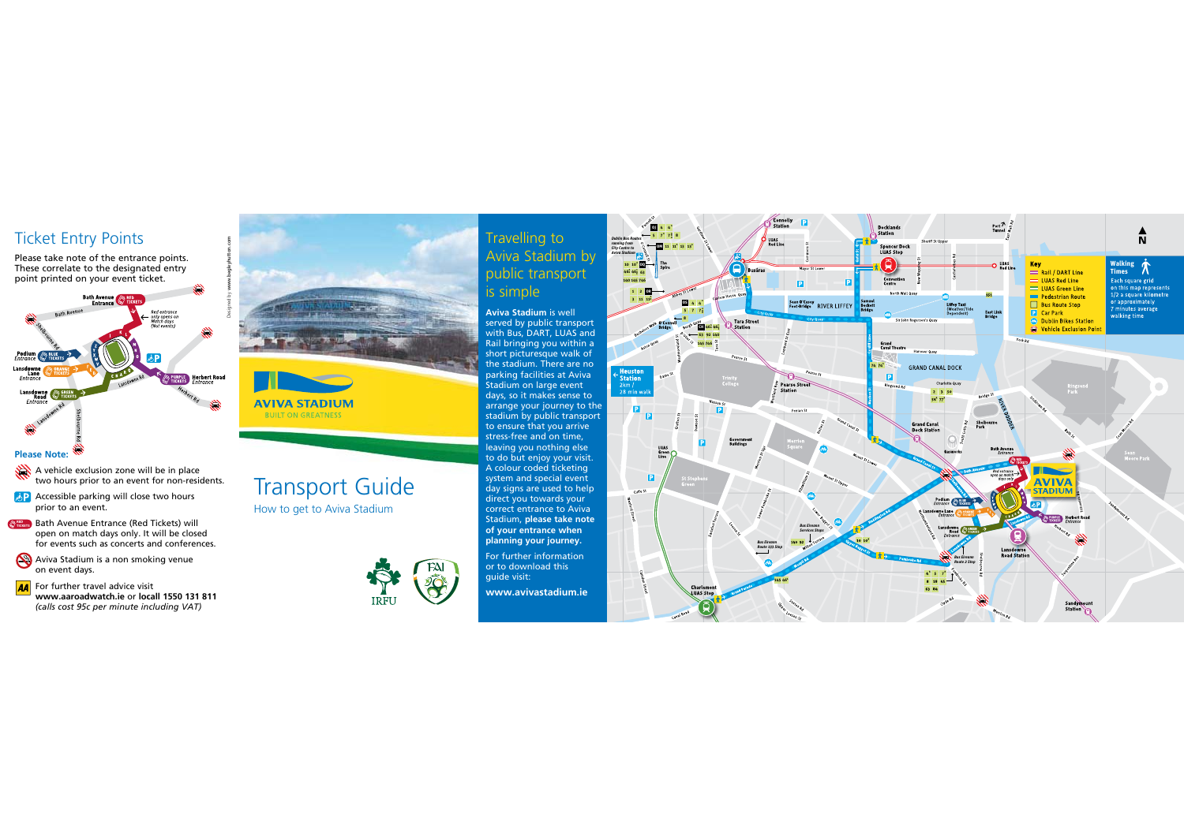## Ticket Entry Points

Please take note of the entrance points. These correlate to the designated entry point printed on your event ticket.

Bath Avenue Entrance — RED TICKETS
*Red entrance only opens on Match days (Not events)*

Podium Entrance — BLUE TICKETS

Lansdowne Lane Entrance — ORANGE TICKETS

Lansdowne Road Entrance — GREEN TICKETS

Herbert Road Entrance — PURPLE TICKETS

### Please Note:

- A vehicle exclusion zone will be in place two hours prior to an event for non-residents.
- Accessible parking will close two hours prior to an event.
- Bath Avenue Entrance (Red Tickets) will open on match days only. It will be closed for events such as concerts and conferences.
- Aviva Stadium is a non smoking venue on event days.
- For further travel advice visit **www.aaroadwatch.ie** or **locall 1550 131 811** *(calls cost 95c per minute including VAT)*

Designed by www.bagleyfaulton.com

AVIVA STADIUM
BUILT ON GREATNESS

# Transport Guide

How to get to Aviva Stadium

IRFU

FAI

## Travelling to Aviva Stadium by public transport is simple

**Aviva Stadium** is well served by public transport with Bus, DART, LUAS and Rail bringing you within a short picturesque walk of the stadium. There are no parking facilities at Aviva Stadium on large event days, so it makes sense to arrange your journey to the stadium by public transport to ensure that you arrive stress-free and on time, leaving you nothing else to do but enjoy your visit. A colour coded ticketing system and special event day signs are used to help direct you towards your correct entrance to Aviva Stadium, **please take note of your entrance when planning your journey.**

For further information or to download this guide visit:

**www.avivastadium.ie**

**Key**

- Rail / DART Line
- LUAS Red Line
- LUAS Green Line
- Pedestrian Route
- Bus Route Stop
- Car Park
- Dublin Bikes Station
- Vehicle Exclusion Point

**Walking Times**

Each square grid on this map represents 1/2 a square kilometre or approximately 7 minutes average walking time

Heuston Station
2km / 28 min walk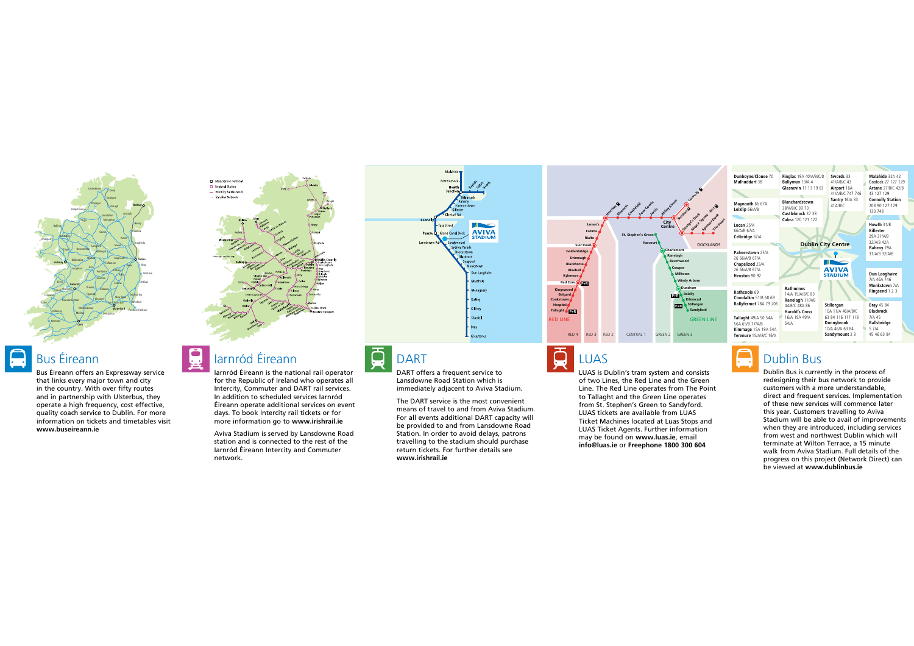## Bus Éireann

Bus Éireann offers an Expressway service that links every major town and city in the country. With over fifty routes and in partnership with Ulsterbus, they operate a high frequency, cost effective, quality coach service to Dublin. For more information on tickets and timetables visit **www.buseireann.ie**

## Iarnród Éireann

Iarnród Éireann is the national rail operator for the Republic of Ireland who operates all Intercity, Commuter and DART rail services. In addition to scheduled services Iarnród Éireann operate additional services on event days. To book Intercity rail tickets or for more information go to **www.irishrail.ie**

Aviva Stadium is served by Lansdowne Road station and is connected to the rest of the Iarnród Éireann Intercity and Commuter network.

## DART

DART offers a frequent service to Lansdowne Road Station which is immediately adjacent to Aviva Stadium.

The DART service is the most convenient means of travel to and from Aviva Stadium. For all events additional DART capacity will be provided to and from Lansdowne Road Station. In order to avoid delays, patrons travelling to the stadium should purchase return tickets. For further details see **www.irishrail.ie**

## LUAS

LUAS is Dublin's tram system and consists of two Lines, the Red Line and the Green Line. The Red Line operates from The Point to Tallaght and the Green Line operates from St. Stephen's Green to Sandyford. LUAS tickets are available from LUAS Ticket Machines located at Luas Stops and LUAS Ticket Agents. Further information may be found on **www.luas.ie**, email **info@luas.ie** or **Freephone 1800 300 604**

## Dublin Bus

Dunboyne/Clonee 70
Mulhuddart 38
Finglas 19A 40/A/B/C/D
Ballymun 13/A 4
Glasnevin 11 13 19 83
Swords 33 41/A/B/C 43
Airport 16A 41/A/B/C 747 746
Santry 16/A 33 41A/B/C
Malahide 32A 42
Coolock 27 127 129
Artane 27/B/C 42/B 43 127 129
Connolly Station 208 90 127 129 130 748
Maynooth 66 67A
Leixlip 66/A/B
Blanchardstown 38/A/B/C 39 70
Castleknock 37 38
Cabra 120 121 122
Lucan 25/A 66/A/B 67/A
Celbridge 67/A
Dublin City Centre
Howth 31/B
Killester 29A 31/A/B 32/A/B 42A
Raheny 29A 31/A/B 32/A/B
Palmerstown 25/A 26 66/A/B 67/A
Chapelizod 25/A 26 66/A/B 67/A
Heuston 90 92
Dun Laoghaire 7/A 46A 746
Monkstown 7/A
Ringsend 1 2 3
Rathcoole 69
Clondalkin 51/B 68 69
Ballyfermot 78A 79 206
Rathmines 14/A 15/A/B/C 83
Ranelagh 11/A/B 44/B/C 48A 86
Harold's Cross 16/A 19A 49/A 54/A
Tallaght 49/A 50 54A 56A 65/B 77/A/B
Kimmage 15A 19A 54A
Terenure 15/A/B/C 16/A
Stillorgan 10A 11/A 46/A/B/C 63 84 116 117 118
Donnybrook 10/A 46/A 63 84
Sandymount 2 3
Bray 45 84
Blackrock 7/A 45
Ballsbridge 5 7/A 45 46 63 84

Dublin Bus is currently in the process of redesigning their bus network to provide customers with a more understandable, direct and frequent services. Implementation of these new services will commence later this year. Customers travelling to Aviva Stadium will be able to avail of improvements when they are introduced, including services from west and northwest Dublin which will terminate at Wilton Terrace, a 15 minute walk from Aviva Stadium. Full details of the progress on this project (Network Direct) can be viewed at **www.dublinbus.ie**